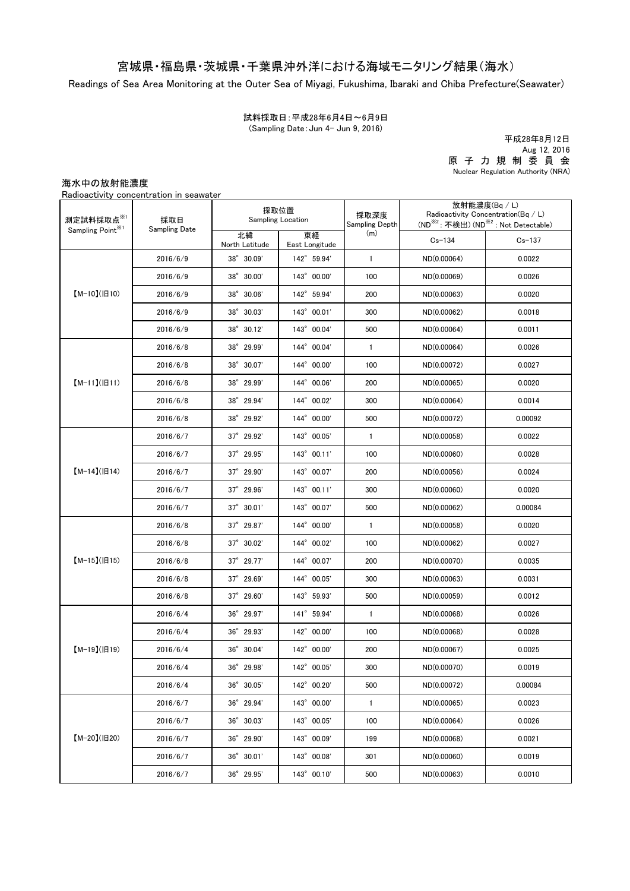# 宮城県・福島県・茨城県・千葉県沖外洋における海域モニタリング結果（海水）

Readings of Sea Area Monitoring at the Outer Sea of Miyagi, Fukushima, Ibaraki and Chiba Prefecture(Seawater)

試料採取日：平成28年6月4日～6月9日
(Sampling Date：Jun 4- Jun 9, 2016)

平成28年8月12日
Aug 12, 2016
原 子 力 規 制 委 員 会
Nuclear Regulation Authority (NRA)

海水中の放射能濃度
Radioactivity concentration in seawater

| 測定試料採取点※1 Sampling Point※1 | 採取日 Sampling Date | 採取位置 Sampling Location | | 採取深度 Sampling Depth (m) | 放射能濃度(Bq / L) Radioactivity Concentration(Bq / L) (ND※2：不検出) (ND※2：Not Detectable) | |
|---|---|---|---|---|---|---|
| | | 北緯 North Latitude | 東経 East Longitude | | Cs-134 | Cs-137 |
| 【M-10】(旧10) | 2016/6/9 | 38° 30.09' | 142° 59.94' | 1 | ND(0.00064) | 0.0022 |
| | 2016/6/9 | 38° 30.00' | 143° 00.00' | 100 | ND(0.00069) | 0.0026 |
| | 2016/6/9 | 38° 30.06' | 142° 59.94' | 200 | ND(0.00063) | 0.0020 |
| | 2016/6/9 | 38° 30.03' | 143° 00.01' | 300 | ND(0.00062) | 0.0018 |
| | 2016/6/9 | 38° 30.12' | 143° 00.04' | 500 | ND(0.00064) | 0.0011 |
| 【M-11】(旧11) | 2016/6/8 | 38° 29.99' | 144° 00.04' | 1 | ND(0.00064) | 0.0026 |
| | 2016/6/8 | 38° 30.07' | 144° 00.00' | 100 | ND(0.00072) | 0.0027 |
| | 2016/6/8 | 38° 29.99' | 144° 00.06' | 200 | ND(0.00065) | 0.0020 |
| | 2016/6/8 | 38° 29.94' | 144° 00.02' | 300 | ND(0.00064) | 0.0014 |
| | 2016/6/8 | 38° 29.92' | 144° 00.00' | 500 | ND(0.00072) | 0.00092 |
| 【M-14】(旧14) | 2016/6/7 | 37° 29.92' | 143° 00.05' | 1 | ND(0.00058) | 0.0022 |
| | 2016/6/7 | 37° 29.95' | 143° 00.11' | 100 | ND(0.00060) | 0.0028 |
| | 2016/6/7 | 37° 29.90' | 143° 00.07' | 200 | ND(0.00056) | 0.0024 |
| | 2016/6/7 | 37° 29.96' | 143° 00.11' | 300 | ND(0.00060) | 0.0020 |
| | 2016/6/7 | 37° 30.01' | 143° 00.07' | 500 | ND(0.00062) | 0.00084 |
| 【M-15】(旧15) | 2016/6/8 | 37° 29.87' | 144° 00.00' | 1 | ND(0.00058) | 0.0020 |
| | 2016/6/8 | 37° 30.02' | 144° 00.02' | 100 | ND(0.00062) | 0.0027 |
| | 2016/6/8 | 37° 29.77' | 144° 00.07' | 200 | ND(0.00070) | 0.0035 |
| | 2016/6/8 | 37° 29.69' | 144° 00.05' | 300 | ND(0.00063) | 0.0031 |
| | 2016/6/8 | 37° 29.60' | 143° 59.93' | 500 | ND(0.00059) | 0.0012 |
| 【M-19】(旧19) | 2016/6/4 | 36° 29.97' | 141° 59.94' | 1 | ND(0.00068) | 0.0026 |
| | 2016/6/4 | 36° 29.93' | 142° 00.00' | 100 | ND(0.00068) | 0.0028 |
| | 2016/6/4 | 36° 30.04' | 142° 00.00' | 200 | ND(0.00067) | 0.0025 |
| | 2016/6/4 | 36° 29.98' | 142° 00.05' | 300 | ND(0.00070) | 0.0019 |
| | 2016/6/4 | 36° 30.05' | 142° 00.20' | 500 | ND(0.00072) | 0.00084 |
| 【M-20】(旧20) | 2016/6/7 | 36° 29.94' | 143° 00.00' | 1 | ND(0.00065) | 0.0023 |
| | 2016/6/7 | 36° 30.03' | 143° 00.05' | 100 | ND(0.00064) | 0.0026 |
| | 2016/6/7 | 36° 29.90' | 143° 00.09' | 199 | ND(0.00068) | 0.0021 |
| | 2016/6/7 | 36° 30.01' | 143° 00.08' | 301 | ND(0.00060) | 0.0019 |
| | 2016/6/7 | 36° 29.95' | 143° 00.10' | 500 | ND(0.00063) | 0.0010 |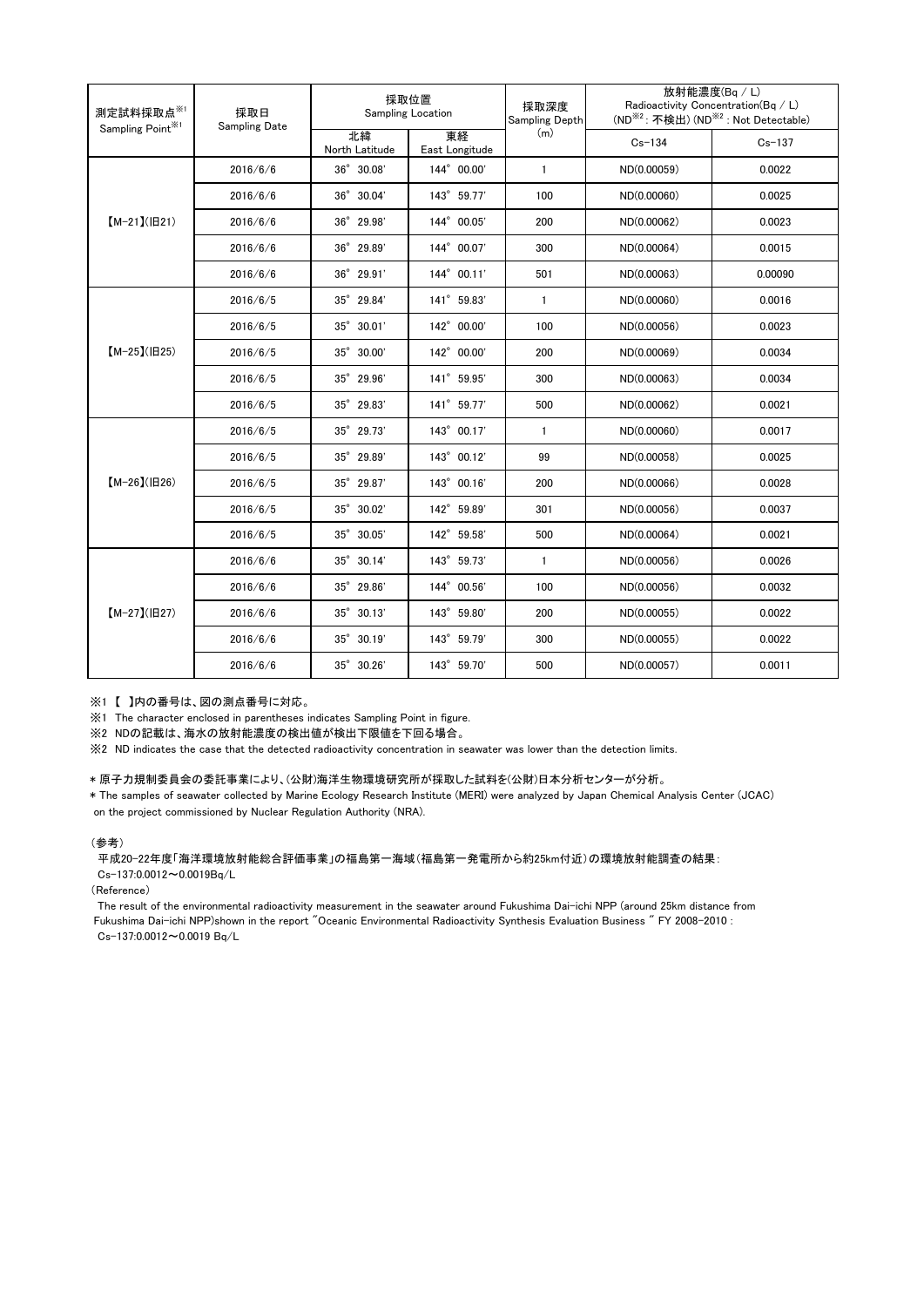| 測定試料採取点※1<br>Sampling Point※1 | 採取日<br>Sampling Date | 採取位置<br>Sampling Location | | 採取深度<br>Sampling Depth<br>(m) | 放射能濃度(Bq / L)<br>Radioactivity Concentration(Bq / L)<br>(ND※2 : 不検出) (ND※2 : Not Detectable) | |
|---|---|---|---|---|---|---|
| | | 北緯<br>North Latitude | 東経<br>East Longitude | | Cs-134 | Cs-137 |
| 【M-21】(旧21) | 2016/6/6 | 36° 30.08' | 144° 00.00' | 1 | ND(0.00059) | 0.0022 |
| | 2016/6/6 | 36° 30.04' | 143° 59.77' | 100 | ND(0.00060) | 0.0025 |
| | 2016/6/6 | 36° 29.98' | 144° 00.05' | 200 | ND(0.00062) | 0.0023 |
| | 2016/6/6 | 36° 29.89' | 144° 00.07' | 300 | ND(0.00064) | 0.0015 |
| | 2016/6/6 | 36° 29.91' | 144° 00.11' | 501 | ND(0.00063) | 0.00090 |
| 【M-25】(旧25) | 2016/6/5 | 35° 29.84' | 141° 59.83' | 1 | ND(0.00060) | 0.0016 |
| | 2016/6/5 | 35° 30.01' | 142° 00.00' | 100 | ND(0.00056) | 0.0023 |
| | 2016/6/5 | 35° 30.00' | 142° 00.00' | 200 | ND(0.00069) | 0.0034 |
| | 2016/6/5 | 35° 29.96' | 141° 59.95' | 300 | ND(0.00063) | 0.0034 |
| | 2016/6/5 | 35° 29.83' | 141° 59.77' | 500 | ND(0.00062) | 0.0021 |
| 【M-26】(旧26) | 2016/6/5 | 35° 29.73' | 143° 00.17' | 1 | ND(0.00060) | 0.0017 |
| | 2016/6/5 | 35° 29.89' | 143° 00.12' | 99 | ND(0.00058) | 0.0025 |
| | 2016/6/5 | 35° 29.87' | 143° 00.16' | 200 | ND(0.00066) | 0.0028 |
| | 2016/6/5 | 35° 30.02' | 142° 59.89' | 301 | ND(0.00056) | 0.0037 |
| | 2016/6/5 | 35° 30.05' | 142° 59.58' | 500 | ND(0.00064) | 0.0021 |
| 【M-27】(旧27) | 2016/6/6 | 35° 30.14' | 143° 59.73' | 1 | ND(0.00056) | 0.0026 |
| | 2016/6/6 | 35° 29.86' | 144° 00.56' | 100 | ND(0.00056) | 0.0032 |
| | 2016/6/6 | 35° 30.13' | 143° 59.80' | 200 | ND(0.00055) | 0.0022 |
| | 2016/6/6 | 35° 30.19' | 143° 59.79' | 300 | ND(0.00055) | 0.0022 |
| | 2016/6/6 | 35° 30.26' | 143° 59.70' | 500 | ND(0.00057) | 0.0011 |

※1 【 】内の番号は、図の測点番号に対応。

※1 The character enclosed in parentheses indicates Sampling Point in figure.

※2 NDの記載は、海水の放射能濃度の検出値が検出下限値を下回る場合。

※2 ND indicates the case that the detected radioactivity concentration in seawater was lower than the detection limits.

＊原子力規制委員会の委託事業により、(公財)海洋生物環境研究所が採取した試料を(公財)日本分析センターが分析。

＊The samples of seawater collected by Marine Ecology Research Institute (MERI) were analyzed by Japan Chemical Analysis Center (JCAC) on the project commissioned by Nuclear Regulation Authority (NRA).

(参考)

平成20-22年度「海洋環境放射能総合評価事業」の福島第一海域(福島第一発電所から約25km付近)の環境放射能調査の結果:
Cs-137:0.0012～0.0019Bq/L

(Reference)

The result of the environmental radioactivity measurement in the seawater around Fukushima Dai-ichi NPP (around 25km distance from Fukushima Dai-ichi NPP)shown in the report "Oceanic Environmental Radioactivity Synthesis Evaluation Business " FY 2008-2010 :
Cs-137:0.0012～0.0019 Bq/L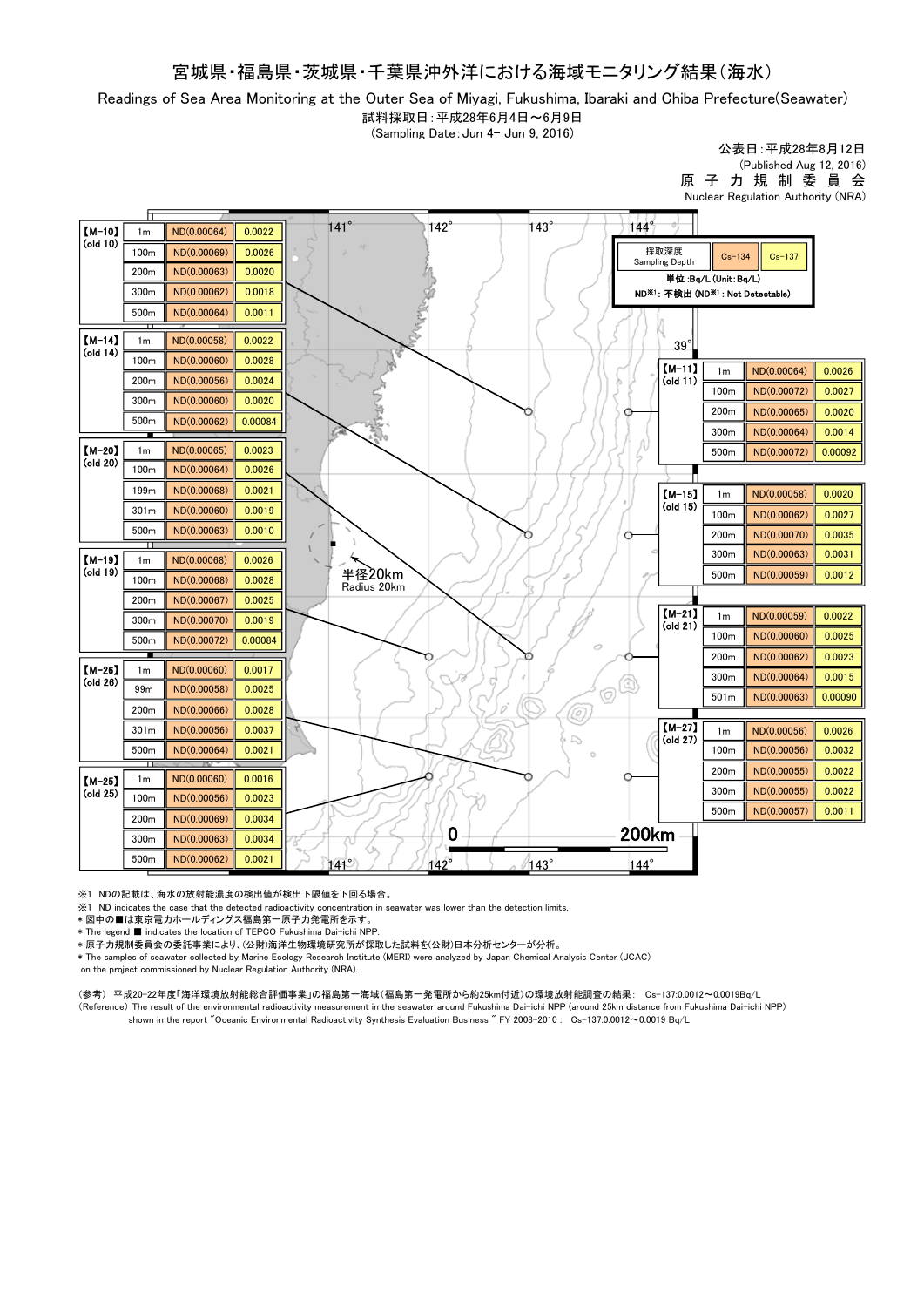# 宮城県・福島県・茨城県・千葉県沖外洋における海域モニタリング結果（海水）

Readings of Sea Area Monitoring at the Outer Sea of Miyagi, Fukushima, Ibaraki and Chiba Prefecture(Seawater)

試料採取日：平成28年6月4日～6月9日
(Sampling Date：Jun 4– Jun 9, 2016)

公表日：平成28年8月12日
(Published Aug 12, 2016)
原 子 力 規 制 委 員 会
Nuclear Regulation Authority (NRA)

| 採取深度 Sampling Depth | Cs-134 | Cs-137 |
|---|---|---|

単位：Bq/L (Unit：Bq/L)
ND※1：不検出 (ND※1：Not Detectable)

【M-10】(old 10)

| 採取深度 | Cs-134 | Cs-137 |
|---|---|---|
| 1m | ND(0.00064) | 0.0022 |
| 100m | ND(0.00069) | 0.0026 |
| 200m | ND(0.00063) | 0.0020 |
| 300m | ND(0.00062) | 0.0018 |
| 500m | ND(0.00064) | 0.0011 |

【M-14】(old 14)

| 採取深度 | Cs-134 | Cs-137 |
|---|---|---|
| 1m | ND(0.00058) | 0.0022 |
| 100m | ND(0.00060) | 0.0028 |
| 200m | ND(0.00056) | 0.0024 |
| 300m | ND(0.00060) | 0.0020 |
| 500m | ND(0.00062) | 0.00084 |

【M-20】(old 20)

| 採取深度 | Cs-134 | Cs-137 |
|---|---|---|
| 1m | ND(0.00065) | 0.0023 |
| 100m | ND(0.00064) | 0.0026 |
| 199m | ND(0.00068) | 0.0021 |
| 301m | ND(0.00060) | 0.0019 |
| 500m | ND(0.00063) | 0.0010 |

【M-19】(old 19)

| 採取深度 | Cs-134 | Cs-137 |
|---|---|---|
| 1m | ND(0.00068) | 0.0026 |
| 100m | ND(0.00068) | 0.0028 |
| 200m | ND(0.00067) | 0.0025 |
| 300m | ND(0.00070) | 0.0019 |
| 500m | ND(0.00072) | 0.00084 |

【M-26】(old 26)

| 採取深度 | Cs-134 | Cs-137 |
|---|---|---|
| 1m | ND(0.00060) | 0.0017 |
| 99m | ND(0.00058) | 0.0025 |
| 200m | ND(0.00066) | 0.0028 |
| 301m | ND(0.00056) | 0.0037 |
| 500m | ND(0.00064) | 0.0021 |

【M-25】(old 25)

| 採取深度 | Cs-134 | Cs-137 |
|---|---|---|
| 1m | ND(0.00060) | 0.0016 |
| 100m | ND(0.00056) | 0.0023 |
| 200m | ND(0.00069) | 0.0034 |
| 300m | ND(0.00063) | 0.0034 |
| 500m | ND(0.00062) | 0.0021 |

【M-11】(old 11)

| 採取深度 | Cs-134 | Cs-137 |
|---|---|---|
| 1m | ND(0.00064) | 0.0026 |
| 100m | ND(0.00072) | 0.0027 |
| 200m | ND(0.00065) | 0.0020 |
| 300m | ND(0.00064) | 0.0014 |
| 500m | ND(0.00072) | 0.00092 |

【M-15】(old 15)

| 採取深度 | Cs-134 | Cs-137 |
|---|---|---|
| 1m | ND(0.00058) | 0.0020 |
| 100m | ND(0.00062) | 0.0027 |
| 200m | ND(0.00070) | 0.0035 |
| 300m | ND(0.00063) | 0.0031 |
| 500m | ND(0.00059) | 0.0012 |

【M-21】(old 21)

| 採取深度 | Cs-134 | Cs-137 |
|---|---|---|
| 1m | ND(0.00059) | 0.0022 |
| 100m | ND(0.00060) | 0.0025 |
| 200m | ND(0.00062) | 0.0023 |
| 300m | ND(0.00064) | 0.0015 |
| 501m | ND(0.00063) | 0.00090 |

【M-27】(old 27)

| 採取深度 | Cs-134 | Cs-137 |
|---|---|---|
| 1m | ND(0.00056) | 0.0026 |
| 100m | ND(0.00056) | 0.0032 |
| 200m | ND(0.00055) | 0.0022 |
| 300m | ND(0.00055) | 0.0022 |
| 500m | ND(0.00057) | 0.0011 |

141° 142° 143° 144° 39°
半径20km
Radius 20km
0 200km

※1 NDの記載は、海水の放射能濃度の検出値が検出下限値を下回る場合。
※1 ND indicates the case that the detected radioactivity concentration in seawater was lower than the detection limits.
＊図中の■は東京電力ホールディングス福島第一原子力発電所を示す。
＊The legend ■ indicates the location of TEPCO Fukushima Dai-ichi NPP.
＊原子力規制委員会の委託事業により、(公財)海洋生物環境研究所が採取した試料を(公財)日本分析センターが分析。
＊The samples of seawater collected by Marine Ecology Research Institute (MERI) were analyzed by Japan Chemical Analysis Center (JCAC) on the project commissioned by Nuclear Regulation Authority (NRA).

(参考) 平成20-22年度「海洋環境放射能総合評価事業」の福島第一海域（福島第一発電所から約25km付近）の環境放射能調査の結果： Cs-137:0.0012～0.0019Bq/L
(Reference) The result of the environmental radioactivity measurement in the seawater around Fukushima Dai-ichi NPP (around 25km distance from Fukushima Dai-ichi NPP) shown in the report "Oceanic Environmental Radioactivity Synthesis Evaluation Business" FY 2008-2010： Cs-137:0.0012～0.0019 Bq/L